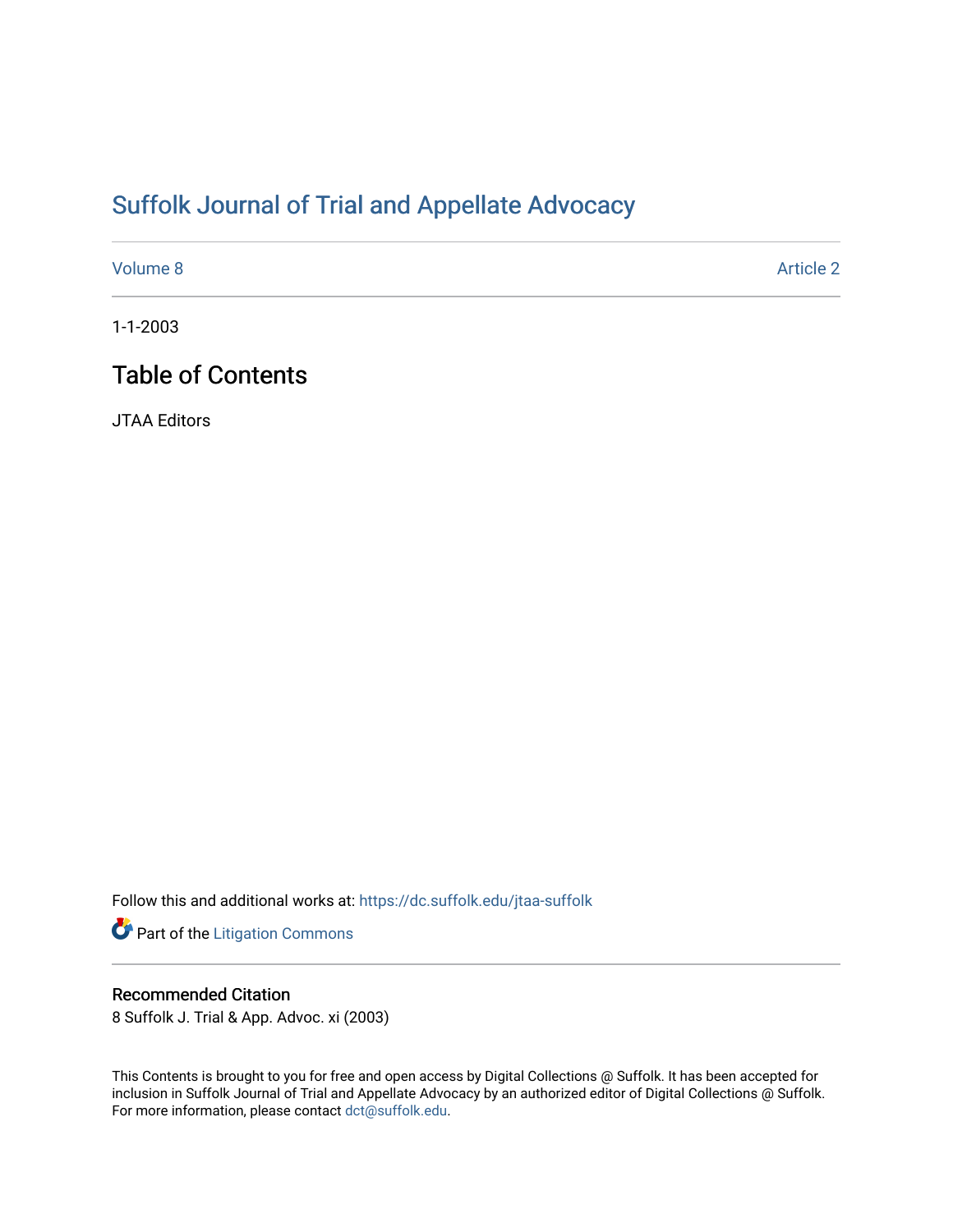# Suffolk Journal of Trial and Appellate Advocacy

Volume 8 Article 2

1-1-2003

## Table of Contents

JTAA Editors

Follow this and additional works at: https://dc.suffolk.edu/jtaa-suffolk

Part of the Litigation Commons

### Recommended Citation

8 Suffolk J. Trial & App. Advoc. xi (2003)

This Contents is brought to you for free and open access by Digital Collections @ Suffolk. It has been accepted for inclusion in Suffolk Journal of Trial and Appellate Advocacy by an authorized editor of Digital Collections @ Suffolk. For more information, please contact dct@suffolk.edu.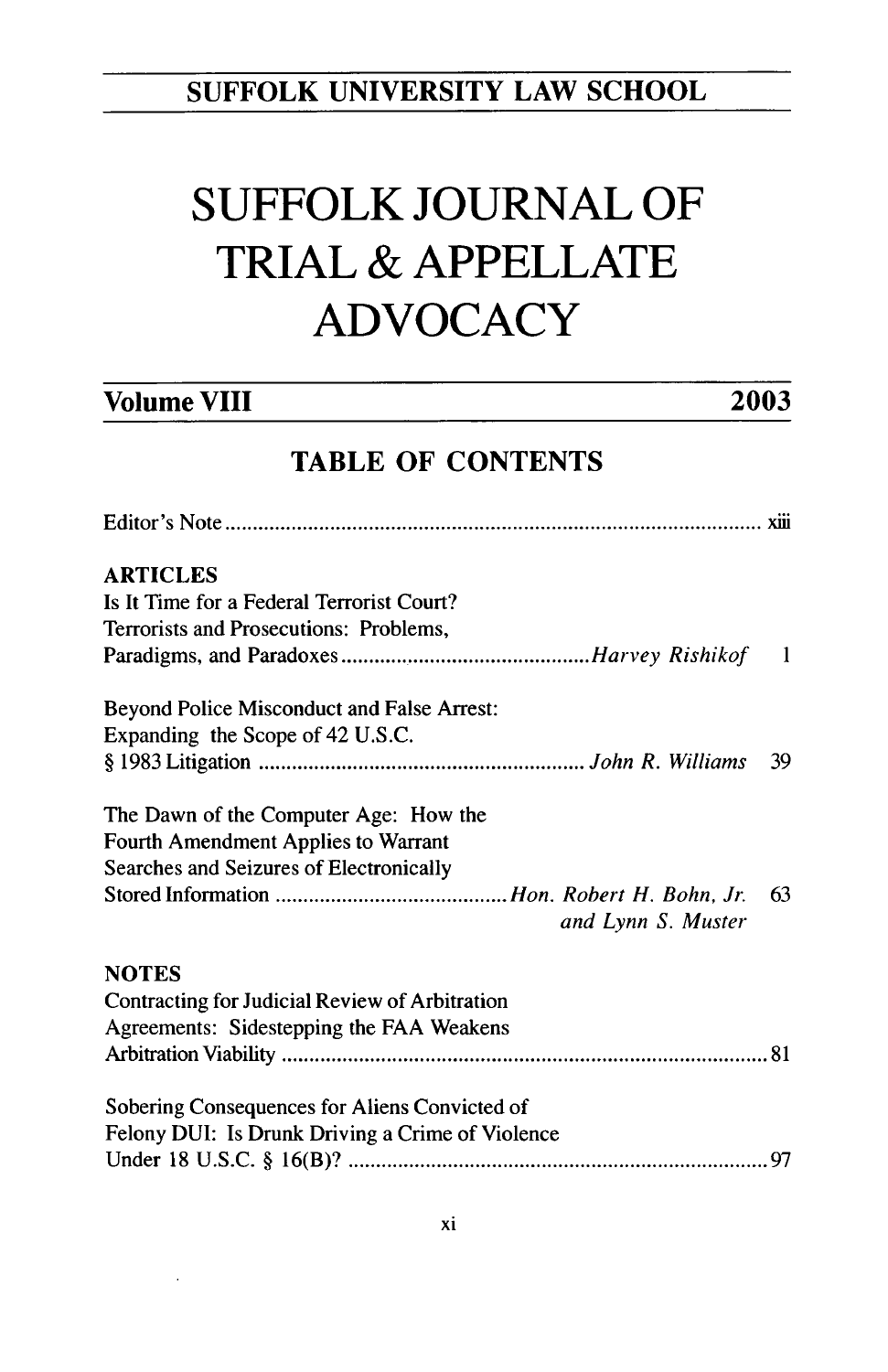SUFFOLK UNIVERSITY LAW SCHOOL

# SUFFOLK JOURNAL OF TRIAL & APPELLATE ADVOCACY

**Volume VIII** **2003**

## TABLE OF CONTENTS

Editor's Note .......... xiii

**ARTICLES**

Is It Time for a Federal Terrorist Court? Terrorists and Prosecutions: Problems, Paradigms, and Paradoxes .......... *Harvey Rishikof* 1

Beyond Police Misconduct and False Arrest: Expanding the Scope of 42 U.S.C. § 1983 Litigation .......... *John R. Williams* 39

The Dawn of the Computer Age: How the Fourth Amendment Applies to Warrant Searches and Seizures of Electronically Stored Information .......... *Hon. Robert H. Bohn, Jr. and Lynn S. Muster* 63

**NOTES**

Contracting for Judicial Review of Arbitration Agreements: Sidestepping the FAA Weakens Arbitration Viability .......... 81

Sobering Consequences for Aliens Convicted of Felony DUI: Is Drunk Driving a Crime of Violence Under 18 U.S.C. § 16(B)? .......... 97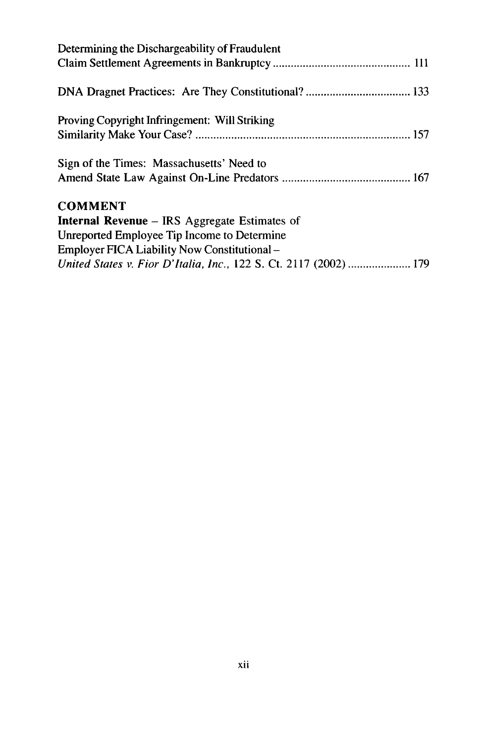Determining the Dischargeability of Fraudulent Claim Settlement Agreements in Bankruptcy ............................................ 111

DNA Dragnet Practices: Are They Constitutional? .................................. 133

Proving Copyright Infringement: Will Striking Similarity Make Your Case? ....................................................................... 157

Sign of the Times: Massachusetts' Need to Amend State Law Against On-Line Predators ........................................... 167

## COMMENT

**Internal Revenue** – IRS Aggregate Estimates of Unreported Employee Tip Income to Determine Employer FICA Liability Now Constitutional – *United States v. Fior D'Italia, Inc.*, 122 S. Ct. 2117 (2002) .................... 179